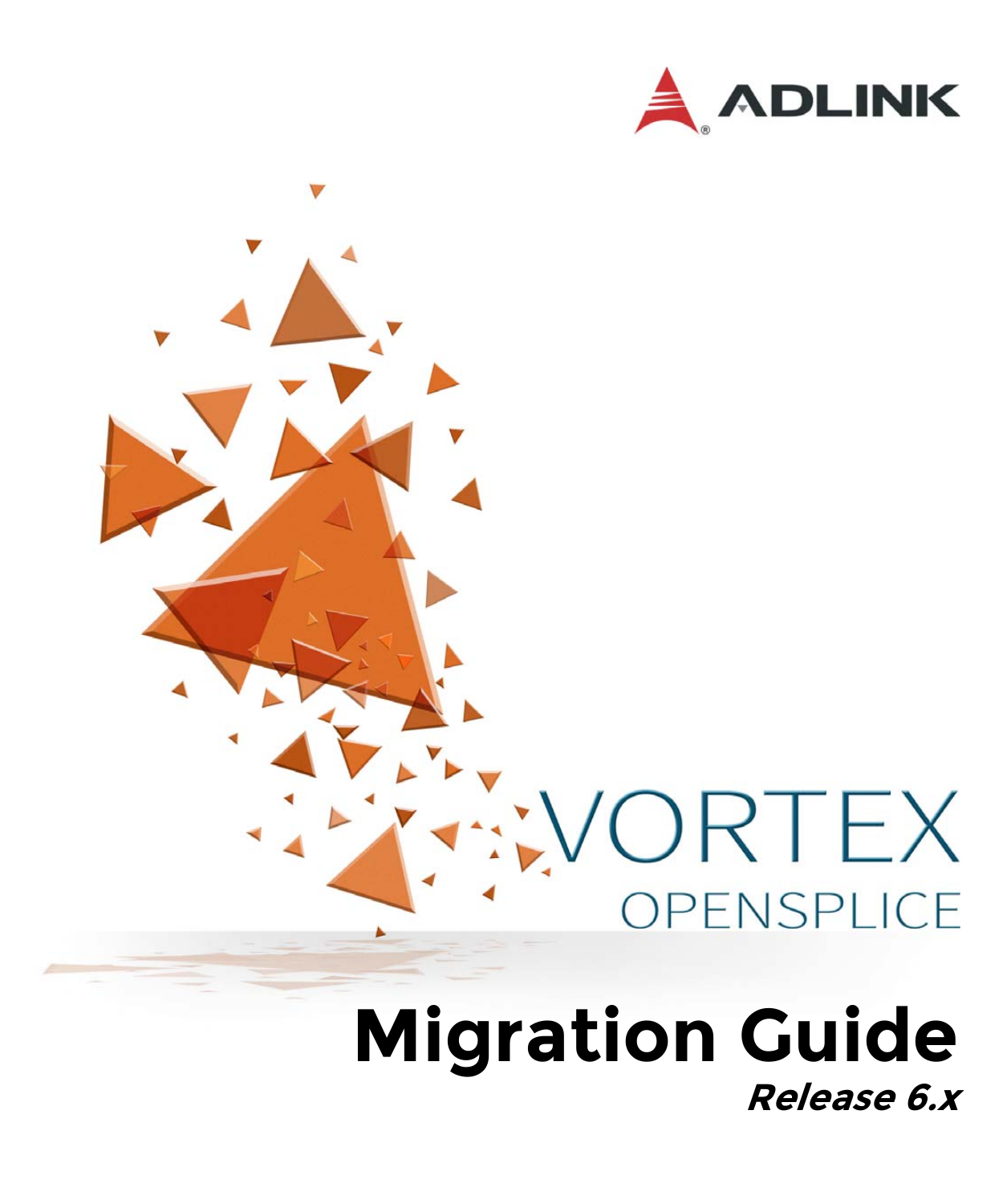ADLINK

VORTEX

OPENSPLICE

# Migration Guide

***Release 6.x***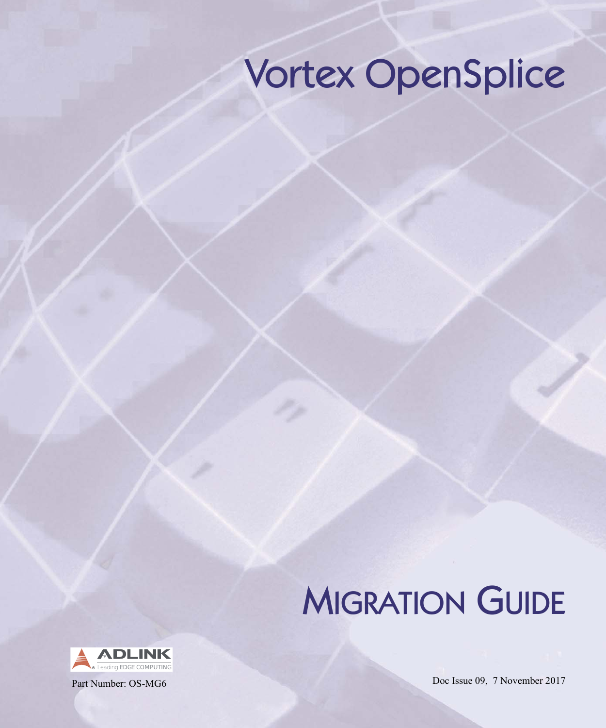# Vortex OpenSplice

# MIGRATION GUIDE

Part Number: OS-MG6

Doc Issue 09, 7 November 2017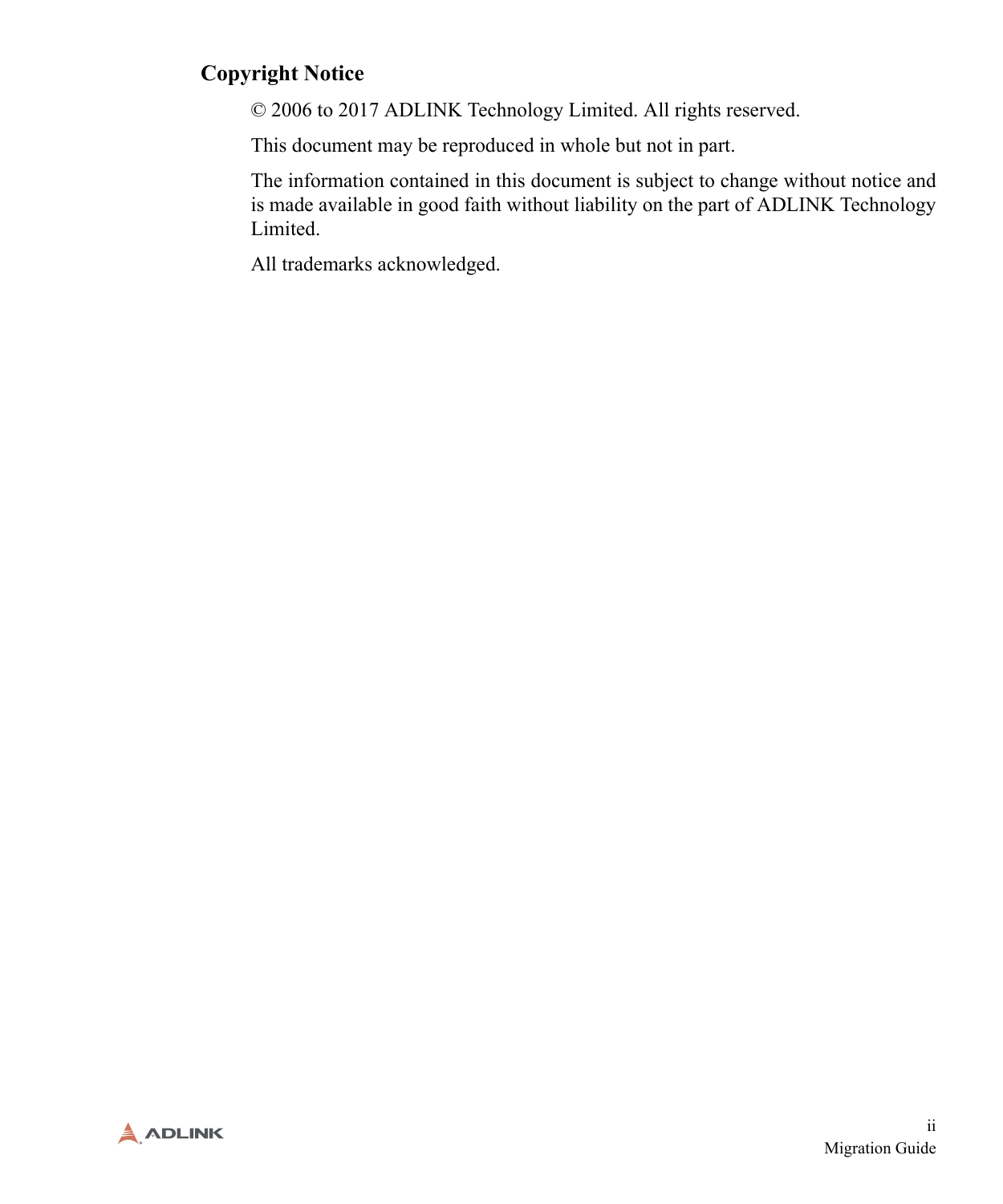## Copyright Notice

© 2006 to 2017 ADLINK Technology Limited. All rights reserved.

This document may be reproduced in whole but not in part.

The information contained in this document is subject to change without notice and is made available in good faith without liability on the part of ADLINK Technology Limited.

All trademarks acknowledged.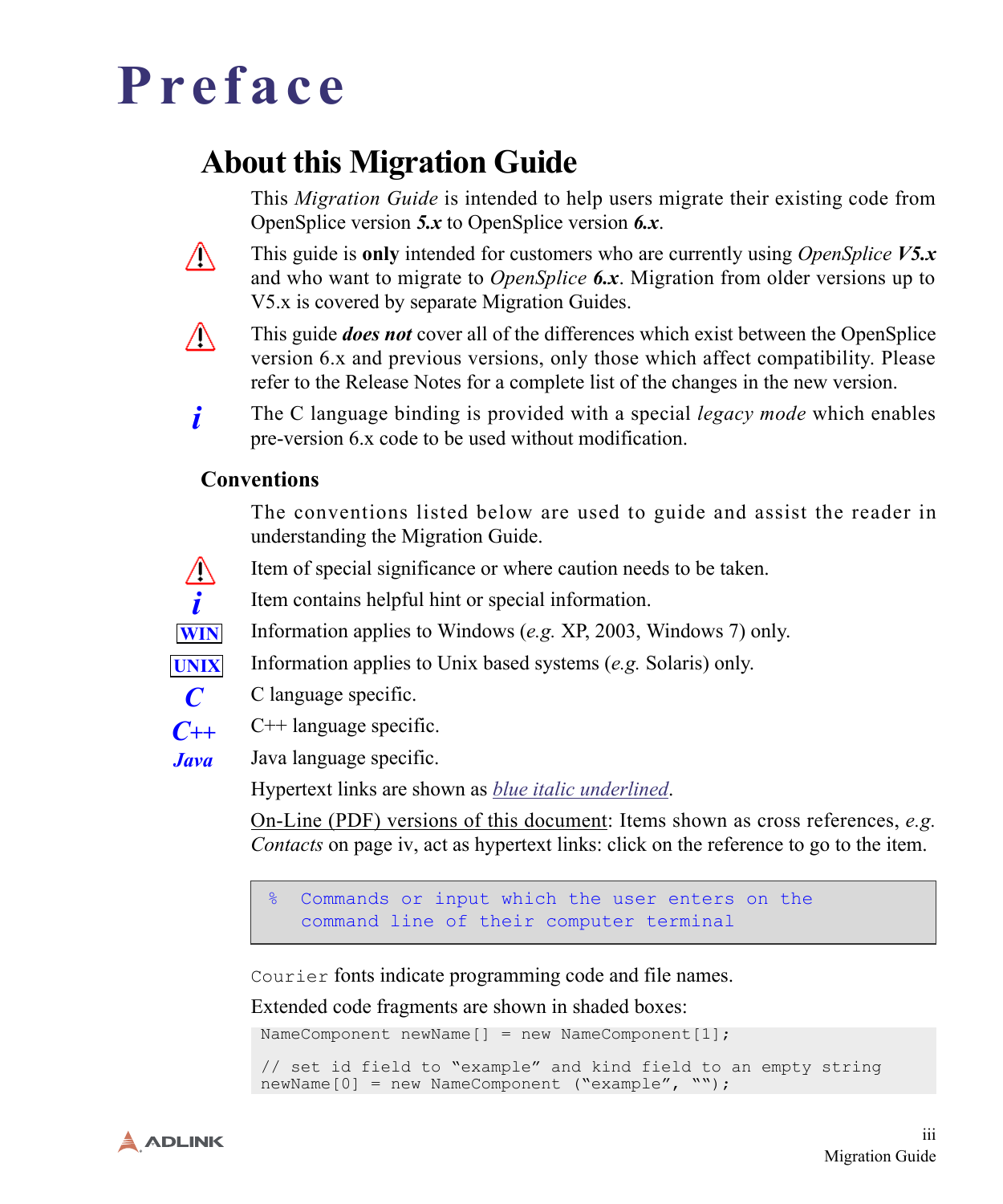# Preface

## About this Migration Guide

This *Migration Guide* is intended to help users migrate their existing code from OpenSplice version ***5.x*** to OpenSplice version ***6.x***.

⚠ This guide is **only** intended for customers who are currently using *OpenSplice* ***V5.x*** and who want to migrate to *OpenSplice* ***6.x***. Migration from older versions up to V5.x is covered by separate Migration Guides.

⚠ This guide ***does not*** cover all of the differences which exist between the OpenSplice version 6.x and previous versions, only those which affect compatibility. Please refer to the Release Notes for a complete list of the changes in the new version.

*i* The C language binding is provided with a special *legacy mode* which enables pre-version 6.x code to be used without modification.

### Conventions

The conventions listed below are used to guide and assist the reader in understanding the Migration Guide.

⚠ Item of special significance or where caution needs to be taken.

*i* Item contains helpful hint or special information.

**WIN** Information applies to Windows (*e.g.* XP, 2003, Windows 7) only.

**UNIX** Information applies to Unix based systems (*e.g.* Solaris) only.

***C*** C language specific.

***C++*** C++ language specific.

***Java*** Java language specific.

Hypertext links are shown as *blue italic underlined*.

On-Line (PDF) versions of this document: Items shown as cross references, *e.g.* *Contacts* on page iv, act as hypertext links: click on the reference to go to the item.

```
% Commands or input which the user enters on the
  command line of their computer terminal
```

`Courier` fonts indicate programming code and file names.

Extended code fragments are shown in shaded boxes:

```
NameComponent newName[] = new NameComponent[1];

// set id field to "example" and kind field to an empty string
newName[0] = new NameComponent ("example", "");
```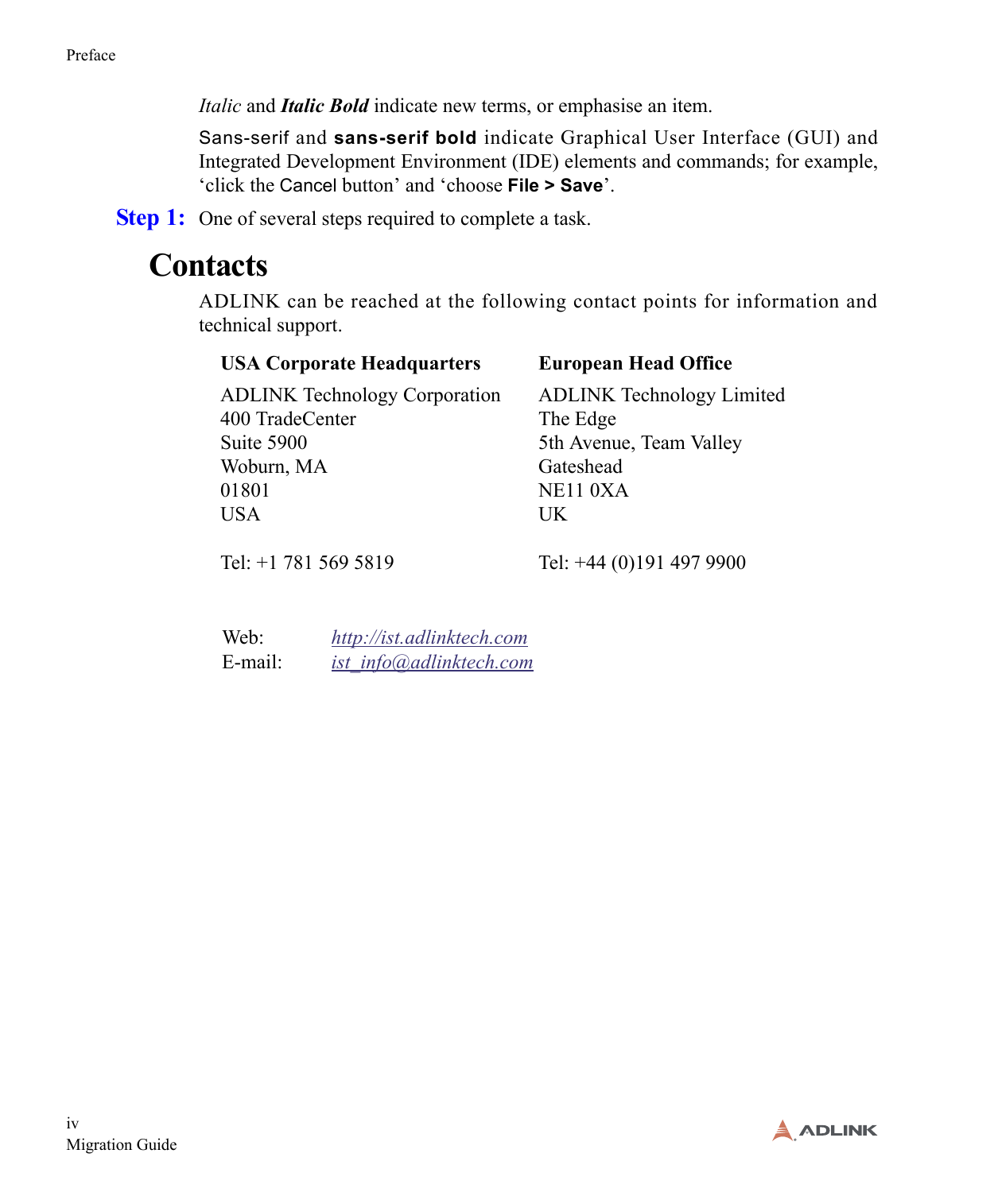*Italic* and ***Italic Bold*** indicate new terms, or emphasise an item.

Sans-serif and **sans-serif bold** indicate Graphical User Interface (GUI) and Integrated Development Environment (IDE) elements and commands; for example, 'click the Cancel button' and 'choose **File > Save**'.

**Step 1:** One of several steps required to complete a task.

# Contacts

ADLINK can be reached at the following contact points for information and technical support.

**USA Corporate Headquarters**

ADLINK Technology Corporation
400 TradeCenter
Suite 5900
Woburn, MA
01801
USA

Tel: +1 781 569 5819

**European Head Office**

ADLINK Technology Limited
The Edge
5th Avenue, Team Valley
Gateshead
NE11 0XA
UK

Tel: +44 (0)191 497 9900

Web: *http://ist.adlinktech.com*
E-mail: *ist_info@adlinktech.com*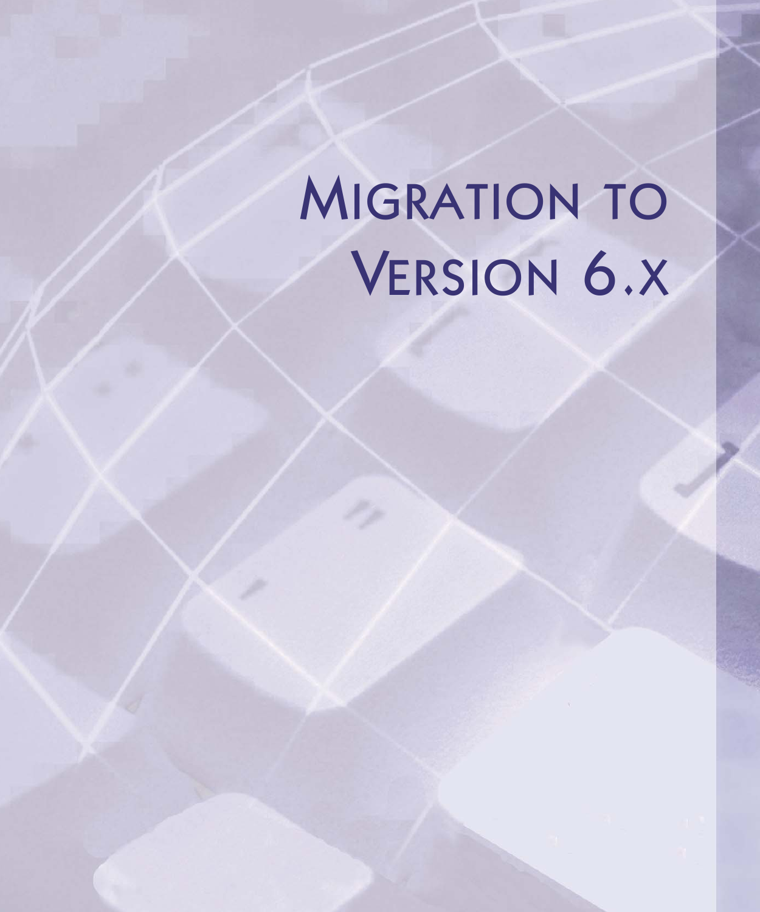# Migration to Version 6.x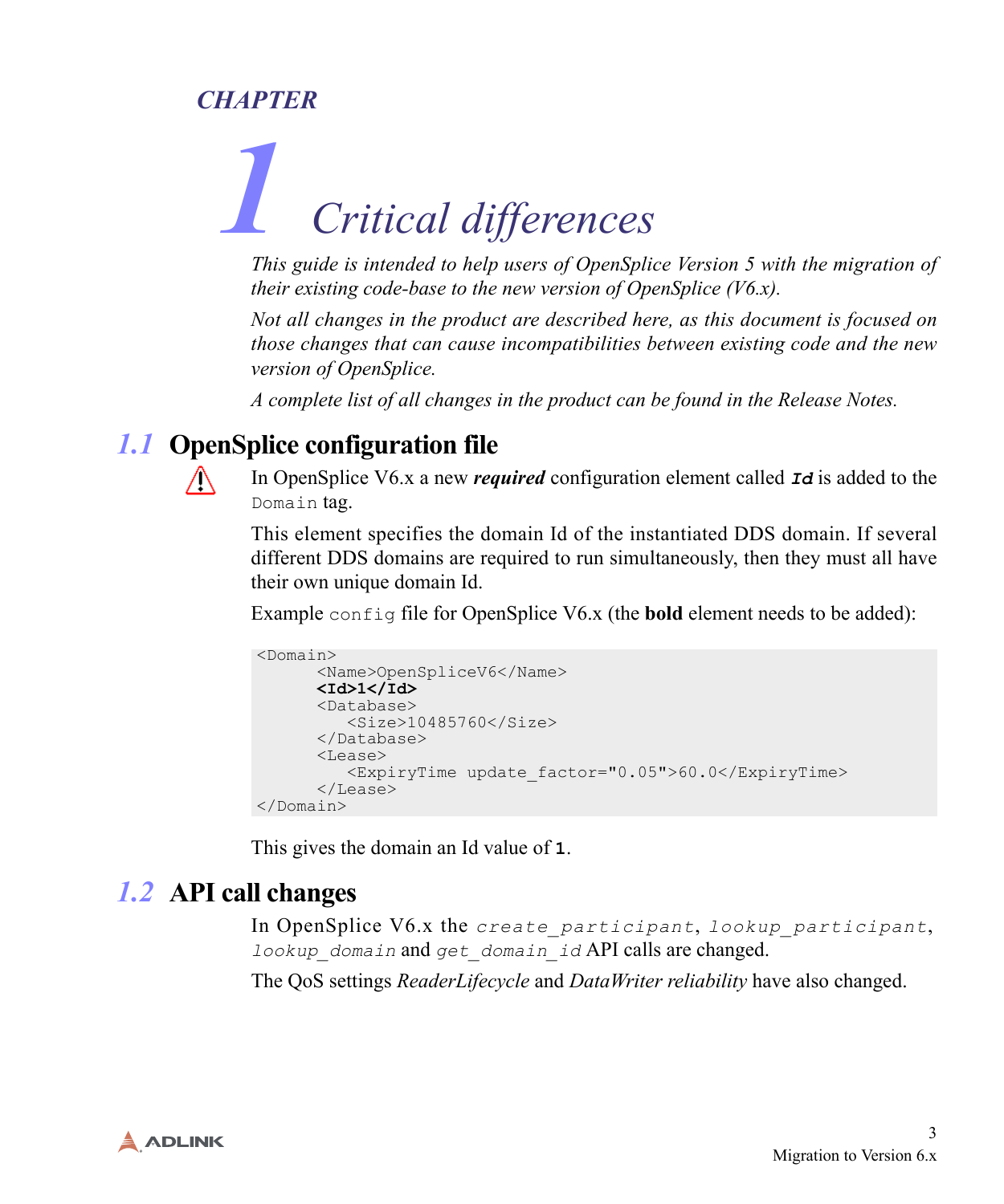# CHAPTER 1 Critical differences

*This guide is intended to help users of OpenSplice Version 5 with the migration of their existing code-base to the new version of OpenSplice (V6.x).*

*Not all changes in the product are described here, as this document is focused on those changes that can cause incompatibilities between existing code and the new version of OpenSplice.*

*A complete list of all changes in the product can be found in the Release Notes.*

## 1.1 OpenSplice configuration file

In OpenSplice V6.x a new ***required*** configuration element called ***`Id`*** is added to the `Domain` tag.

This element specifies the domain Id of the instantiated DDS domain. If several different DDS domains are required to run simultaneously, then they must all have their own unique domain Id.

Example `config` file for OpenSplice V6.x (the **bold** element needs to be added):

```
<Domain>
      <Name>OpenSpliceV6</Name>
      <Id>1</Id>
      <Database>
         <Size>10485760</Size>
      </Database>
      <Lease>
         <ExpiryTime update_factor="0.05">60.0</ExpiryTime>
      </Lease>
</Domain>
```

This gives the domain an Id value of **`1`**.

## 1.2 API call changes

In OpenSplice V6.x the *`create_participant`*, *`lookup_participant`*, *`lookup_domain`* and *`get_domain_id`* API calls are changed.

The QoS settings *ReaderLifecycle* and *DataWriter reliability* have also changed.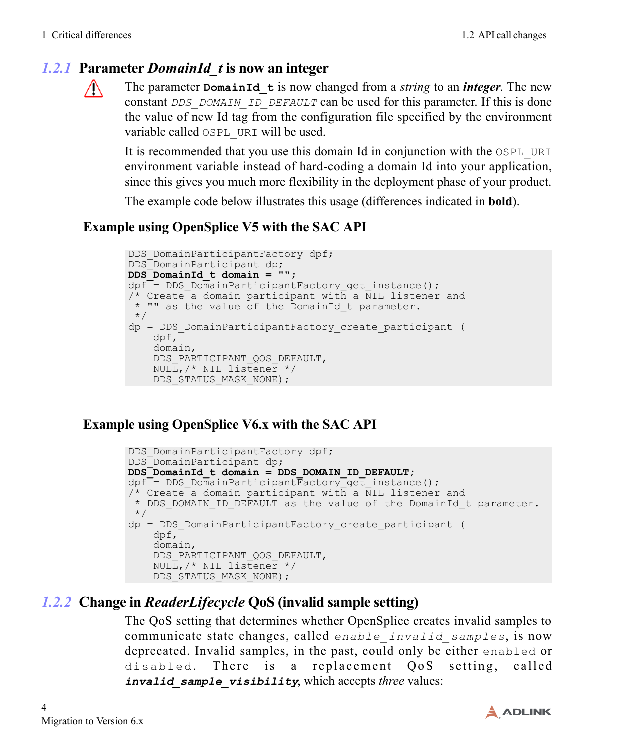### 1.2.1 Parameter *DomainId_t* is now an integer

The parameter **`DomainId_t`** is now changed from a *string* to an ***integer***. The new constant *`DDS_DOMAIN_ID_DEFAULT`* can be used for this parameter. If this is done the value of new Id tag from the configuration file specified by the environment variable called `OSPL_URI` will be used.

It is recommended that you use this domain Id in conjunction with the `OSPL_URI` environment variable instead of hard-coding a domain Id into your application, since this gives you much more flexibility in the deployment phase of your product.

The example code below illustrates this usage (differences indicated in **bold**).

#### Example using OpenSplice V5 with the SAC API

```
DDS_DomainParticipantFactory dpf;
DDS_DomainParticipant dp;
DDS_DomainId_t domain = "";
dpf = DDS_DomainParticipantFactory_get_instance();
/* Create a domain participant with a NIL listener and
 * "" as the value of the DomainId_t parameter.
 */
dp = DDS_DomainParticipantFactory_create_participant (
    dpf,
    domain,
    DDS_PARTICIPANT_QOS_DEFAULT,
    NULL,/* NIL listener */
    DDS_STATUS_MASK_NONE);
```

#### Example using OpenSplice V6.x with the SAC API

```
DDS_DomainParticipantFactory dpf;
DDS_DomainParticipant dp;
DDS_DomainId_t domain = DDS_DOMAIN_ID_DEFAULT;
dpf = DDS_DomainParticipantFactory_get_instance();
/* Create a domain participant with a NIL listener and
 * DDS_DOMAIN_ID_DEFAULT as the value of the DomainId_t parameter.
 */
dp = DDS_DomainParticipantFactory_create_participant (
    dpf,
    domain,
    DDS_PARTICIPANT_QOS_DEFAULT,
    NULL,/* NIL listener */
    DDS_STATUS_MASK_NONE);
```

### 1.2.2 Change in *ReaderLifecycle* QoS (invalid sample setting)

The QoS setting that determines whether OpenSplice creates invalid samples to communicate state changes, called *`enable_invalid_samples`*, is now deprecated. Invalid samples, in the past, could only be either `enabled` or `disabled`. There is a replacement QoS setting, called ***`invalid_sample_visibility`***, which accepts *three* values: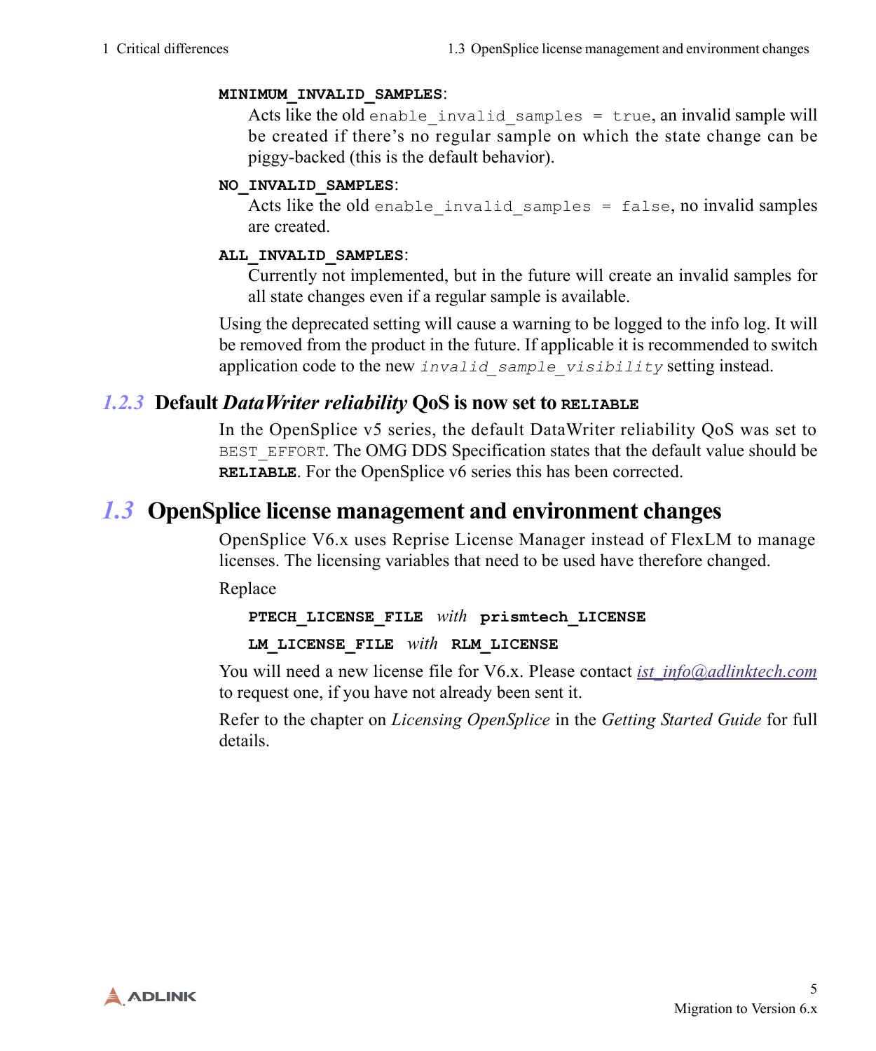**MINIMUM_INVALID_SAMPLES**:
Acts like the old `enable_invalid_samples = true`, an invalid sample will be created if there's no regular sample on which the state change can be piggy-backed (this is the default behavior).

**NO_INVALID_SAMPLES**:
Acts like the old `enable_invalid_samples = false`, no invalid samples are created.

**ALL_INVALID_SAMPLES**:
Currently not implemented, but in the future will create an invalid samples for all state changes even if a regular sample is available.

Using the deprecated setting will cause a warning to be logged to the info log. It will be removed from the product in the future. If applicable it is recommended to switch application code to the new *`invalid_sample_visibility`* setting instead.

### 1.2.3 Default *DataWriter reliability* QoS is now set to RELIABLE

In the OpenSplice v5 series, the default DataWriter reliability QoS was set to `BEST_EFFORT`. The OMG DDS Specification states that the default value should be **RELIABLE**. For the OpenSplice v6 series this has been corrected.

## 1.3 OpenSplice license management and environment changes

OpenSplice V6.x uses Reprise License Manager instead of FlexLM to manage licenses. The licensing variables that need to be used have therefore changed.

Replace

**PTECH_LICENSE_FILE** *with* **prismtech_LICENSE**

**LM_LICENSE_FILE** *with* **RLM_LICENSE**

You will need a new license file for V6.x. Please contact *ist_info@adlinktech.com* to request one, if you have not already been sent it.

Refer to the chapter on *Licensing OpenSplice* in the *Getting Started Guide* for full details.